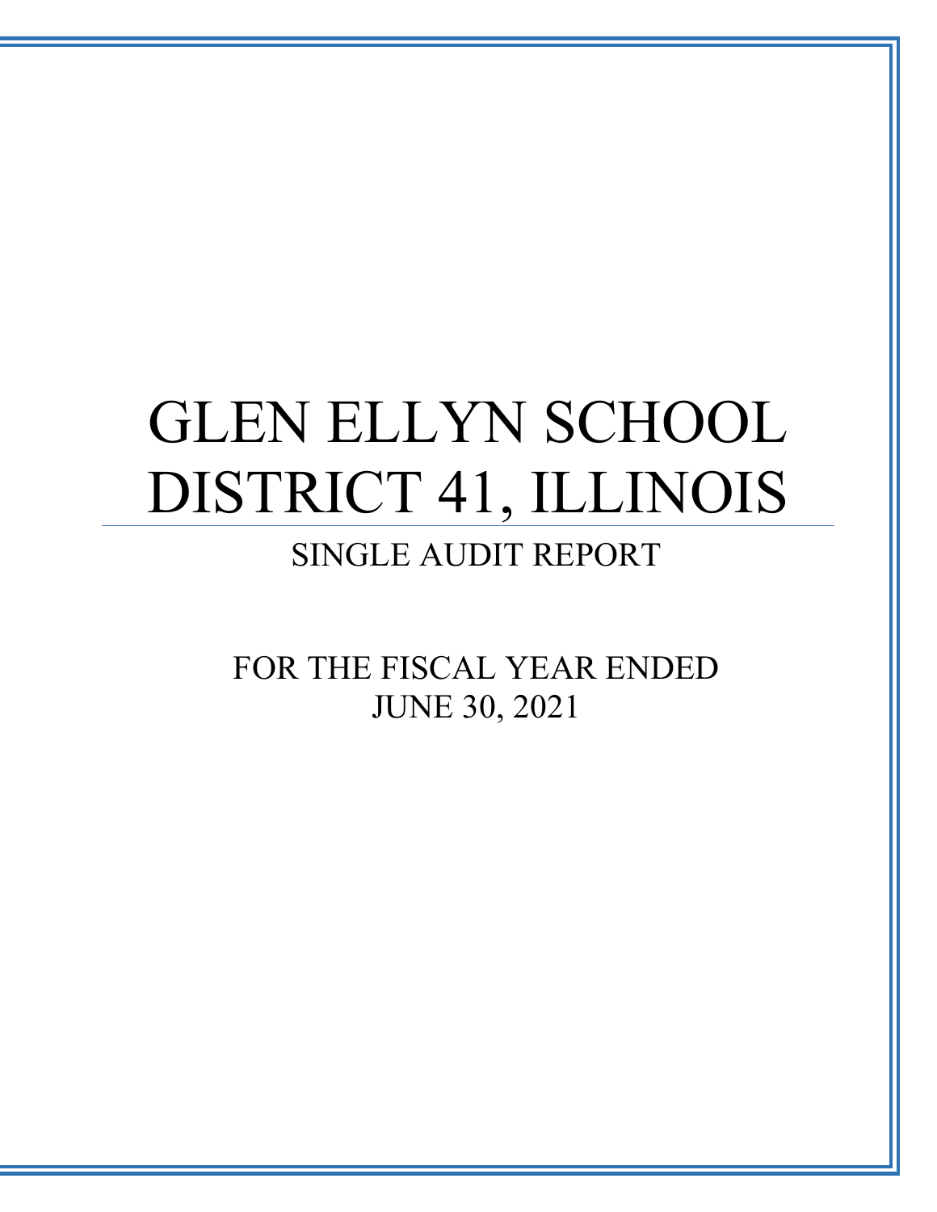# GLEN ELLYN SCHOOL DISTRICT 41, ILLINOIS

## SINGLE AUDIT REPORT

FOR THE FISCAL YEAR ENDED
JUNE 30, 2021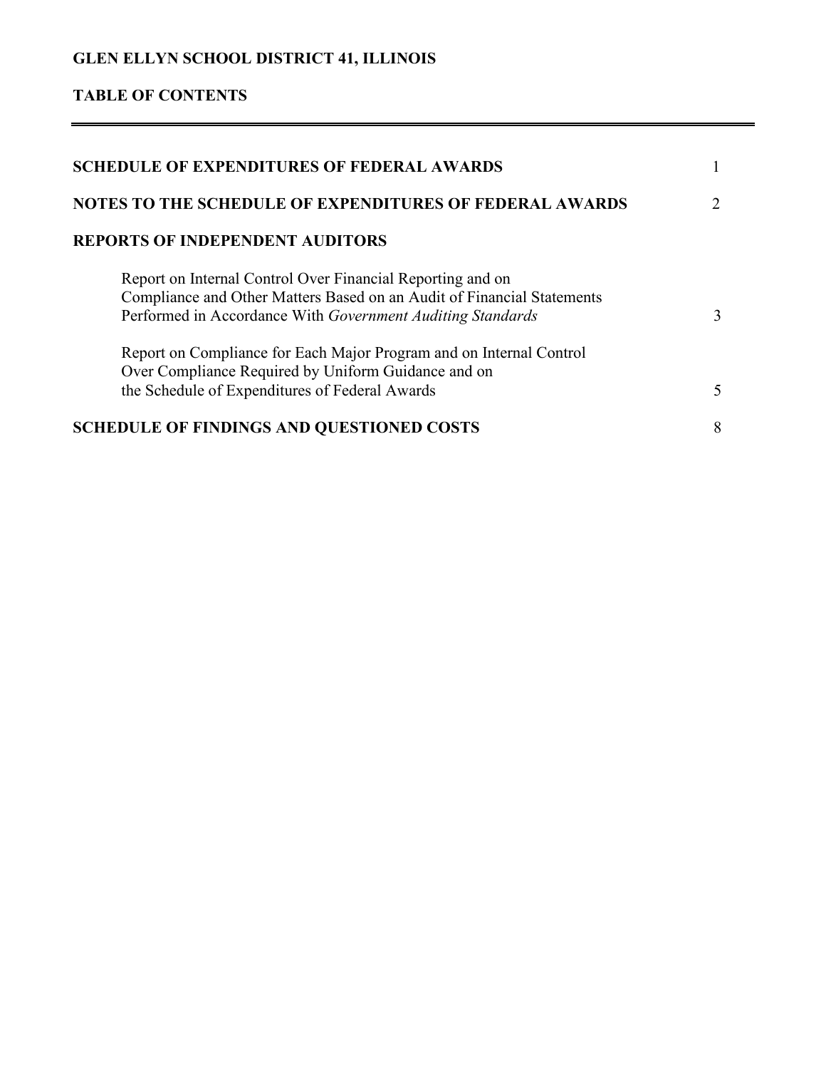**GLEN ELLYN SCHOOL DISTRICT 41, ILLINOIS**

**TABLE OF CONTENTS**

---

| | |
|---|---|
| **SCHEDULE OF EXPENDITURES OF FEDERAL AWARDS** | 1 |
| **NOTES TO THE SCHEDULE OF EXPENDITURES OF FEDERAL AWARDS** | 2 |
| **REPORTS OF INDEPENDENT AUDITORS** | |
| Report on Internal Control Over Financial Reporting and on Compliance and Other Matters Based on an Audit of Financial Statements Performed in Accordance With *Government Auditing Standards* | 3 |
| Report on Compliance for Each Major Program and on Internal Control Over Compliance Required by Uniform Guidance and on the Schedule of Expenditures of Federal Awards | 5 |
| **SCHEDULE OF FINDINGS AND QUESTIONED COSTS** | 8 |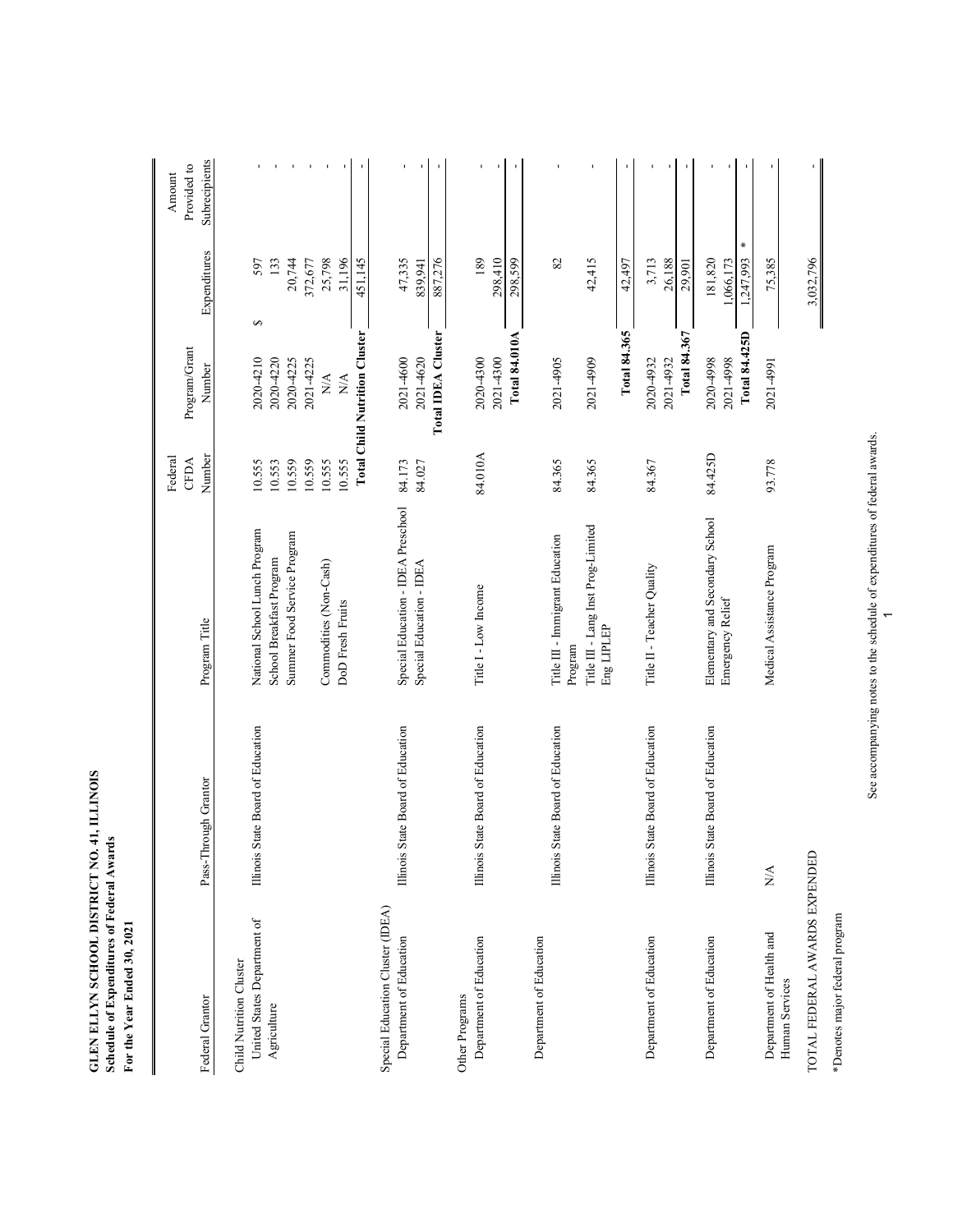**GLEN ELLYN SCHOOL DISTRICT NO. 41, ILLINOIS**
**Schedule of Expenditures of Federal Awards**
**For the Year Ended 30, 2021**

| Federal Grantor | Pass-Through Grantor | Program Title | Federal CFDA Number | Program/Grant Number | Expenditures | Amount Provided to Subrecipients |
|---|---|---|---|---|---|---|
| Child Nutrition Cluster | | | | | | |
| United States Department of Agriculture | Illinois State Board of Education | National School Lunch Program | 10.555 | 2020-4210 | $ 597 | - |
| | | School Breakfast Program | 10.553 | 2020-4220 | 133 | - |
| | | Summer Food Service Program | 10.559 | 2020-4225 | 20,744 | - |
| | | | 10.559 | 2021-4225 | 372,677 | - |
| | | Commodities (Non-Cash) | 10.555 | N/A | 25,798 | - |
| | | DoD Fresh Fruits | 10.555 | N/A | 31,196 | - |
| | | | | **Total Child Nutrition Cluster** | 451,145 | - |
| Special Education Cluster (IDEA) | | | | | | |
| Department of Education | Illinois State Board of Education | Special Education - IDEA Preschool | 84.173 | 2021-4600 | 47,335 | - |
| | | Special Education - IDEA | 84.027 | 2021-4620 | 839,941 | - |
| | | | | **Total IDEA Cluster** | 887,276 | - |
| Other Programs | | | | | | |
| Department of Education | Illinois State Board of Education | Title I - Low Income | 84.010A | 2020-4300 | 189 | - |
| | | | | 2021-4300 | 298,410 | - |
| | | | | **Total 84.010A** | 298,599 | - |
| Department of Education | Illinois State Board of Education | Title III - Immigrant Education Program | 84.365 | 2021-4905 | 82 | - |
| | | Title III - Lang Inst Prog-Limited Eng LIPLEP | 84.365 | 2021-4909 | 42,415 | - |
| | | | | **Total 84.365** | 42,497 | - |
| Department of Education | Illinois State Board of Education | Title II - Teacher Quality | 84.367 | 2020-4932 | 3,713 | - |
| | | | | 2021-4932 | 26,188 | - |
| | | | | **Total 84.367** | 29,901 | - |
| Department of Education | Illinois State Board of Education | Elementary and Secondary School Emergency Relief | 84.425D | 2020-4998 | 181,820 | - |
| | | | | 2021-4998 | 1,066,173 | - |
| | | | | **Total 84.425D** | 1,247,993 * | - |
| Department of Health and Human Services | N/A | Medical Assistance Program | 93.778 | 2021-4991 | 75,385 | - |
| TOTAL FEDERAL AWARDS EXPENDED | | | | | 3,032,796 | - |

*Denotes major federal program

See accompanying notes to the schedule of expenditures of federal awards.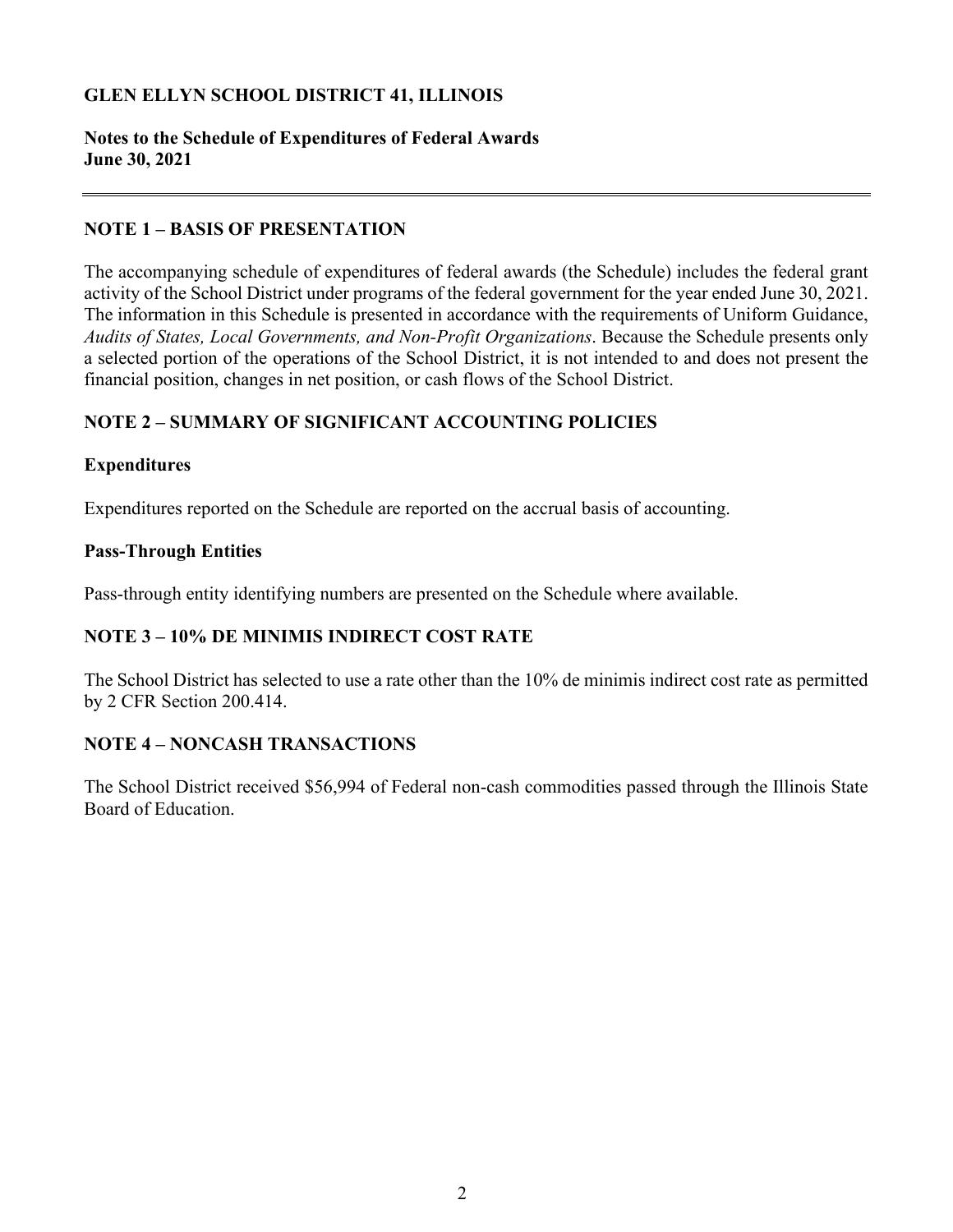**GLEN ELLYN SCHOOL DISTRICT 41, ILLINOIS**

**Notes to the Schedule of Expenditures of Federal Awards**
**June 30, 2021**

## NOTE 1 – BASIS OF PRESENTATION

The accompanying schedule of expenditures of federal awards (the Schedule) includes the federal grant activity of the School District under programs of the federal government for the year ended June 30, 2021. The information in this Schedule is presented in accordance with the requirements of Uniform Guidance, *Audits of States, Local Governments, and Non-Profit Organizations*. Because the Schedule presents only a selected portion of the operations of the School District, it is not intended to and does not present the financial position, changes in net position, or cash flows of the School District.

## NOTE 2 – SUMMARY OF SIGNIFICANT ACCOUNTING POLICIES

### Expenditures

Expenditures reported on the Schedule are reported on the accrual basis of accounting.

### Pass-Through Entities

Pass-through entity identifying numbers are presented on the Schedule where available.

## NOTE 3 – 10% DE MINIMIS INDIRECT COST RATE

The School District has selected to use a rate other than the 10% de minimis indirect cost rate as permitted by 2 CFR Section 200.414.

## NOTE 4 – NONCASH TRANSACTIONS

The School District received $56,994 of Federal non-cash commodities passed through the Illinois State Board of Education.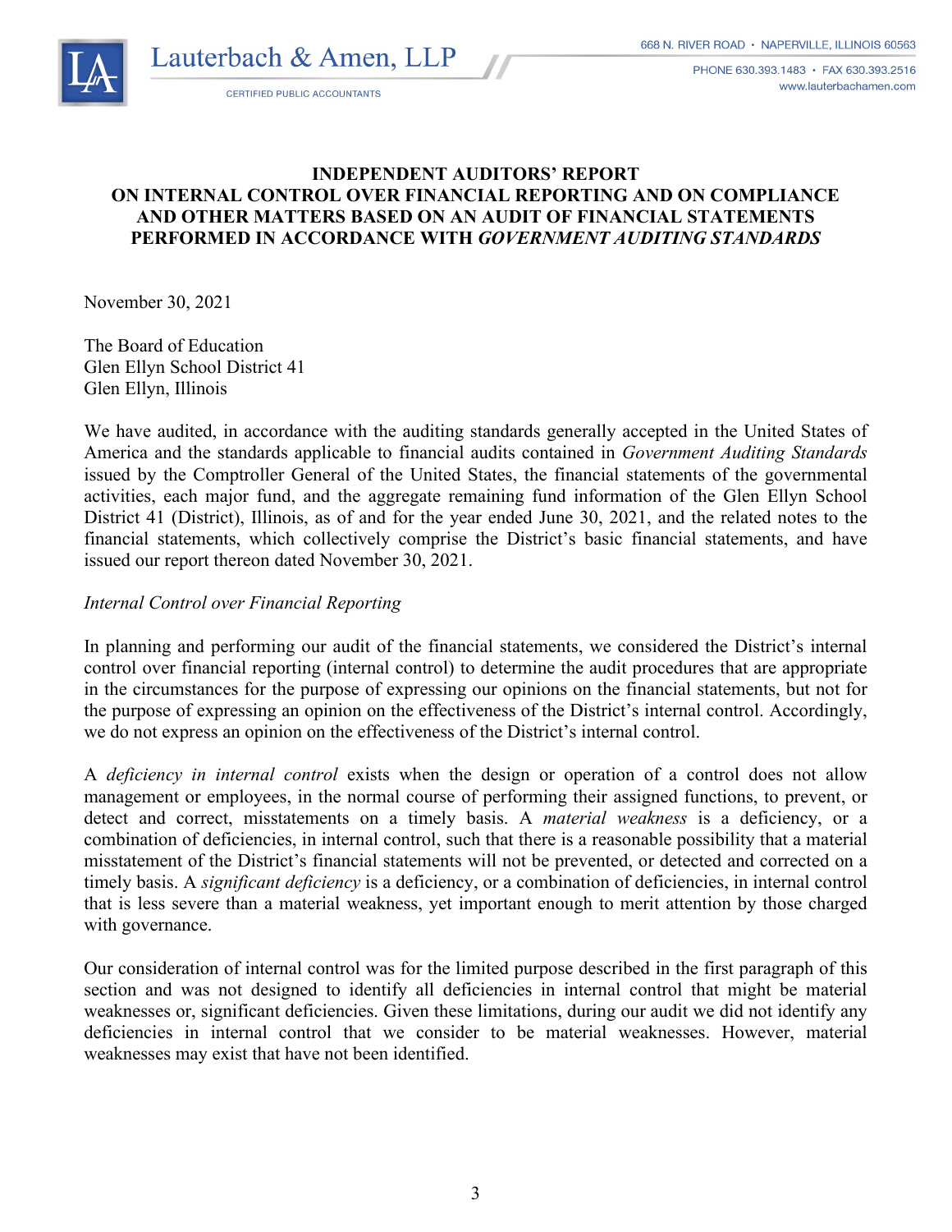Lauterbach & Amen, LLP

CERTIFIED PUBLIC ACCOUNTANTS

668 N. RIVER ROAD • NAPERVILLE, ILLINOIS 60563

PHONE 630.393.1483 • FAX 630.393.2516

www.lauterbachamen.com

# INDEPENDENT AUDITORS' REPORT ON INTERNAL CONTROL OVER FINANCIAL REPORTING AND ON COMPLIANCE AND OTHER MATTERS BASED ON AN AUDIT OF FINANCIAL STATEMENTS PERFORMED IN ACCORDANCE WITH *GOVERNMENT AUDITING STANDARDS*

November 30, 2021

The Board of Education
Glen Ellyn School District 41
Glen Ellyn, Illinois

We have audited, in accordance with the auditing standards generally accepted in the United States of America and the standards applicable to financial audits contained in *Government Auditing Standards* issued by the Comptroller General of the United States, the financial statements of the governmental activities, each major fund, and the aggregate remaining fund information of the Glen Ellyn School District 41 (District), Illinois, as of and for the year ended June 30, 2021, and the related notes to the financial statements, which collectively comprise the District's basic financial statements, and have issued our report thereon dated November 30, 2021.

*Internal Control over Financial Reporting*

In planning and performing our audit of the financial statements, we considered the District's internal control over financial reporting (internal control) to determine the audit procedures that are appropriate in the circumstances for the purpose of expressing our opinions on the financial statements, but not for the purpose of expressing an opinion on the effectiveness of the District's internal control. Accordingly, we do not express an opinion on the effectiveness of the District's internal control.

A *deficiency in internal control* exists when the design or operation of a control does not allow management or employees, in the normal course of performing their assigned functions, to prevent, or detect and correct, misstatements on a timely basis. A *material weakness* is a deficiency, or a combination of deficiencies, in internal control, such that there is a reasonable possibility that a material misstatement of the District's financial statements will not be prevented, or detected and corrected on a timely basis. A *significant deficiency* is a deficiency, or a combination of deficiencies, in internal control that is less severe than a material weakness, yet important enough to merit attention by those charged with governance.

Our consideration of internal control was for the limited purpose described in the first paragraph of this section and was not designed to identify all deficiencies in internal control that might be material weaknesses or, significant deficiencies. Given these limitations, during our audit we did not identify any deficiencies in internal control that we consider to be material weaknesses. However, material weaknesses may exist that have not been identified.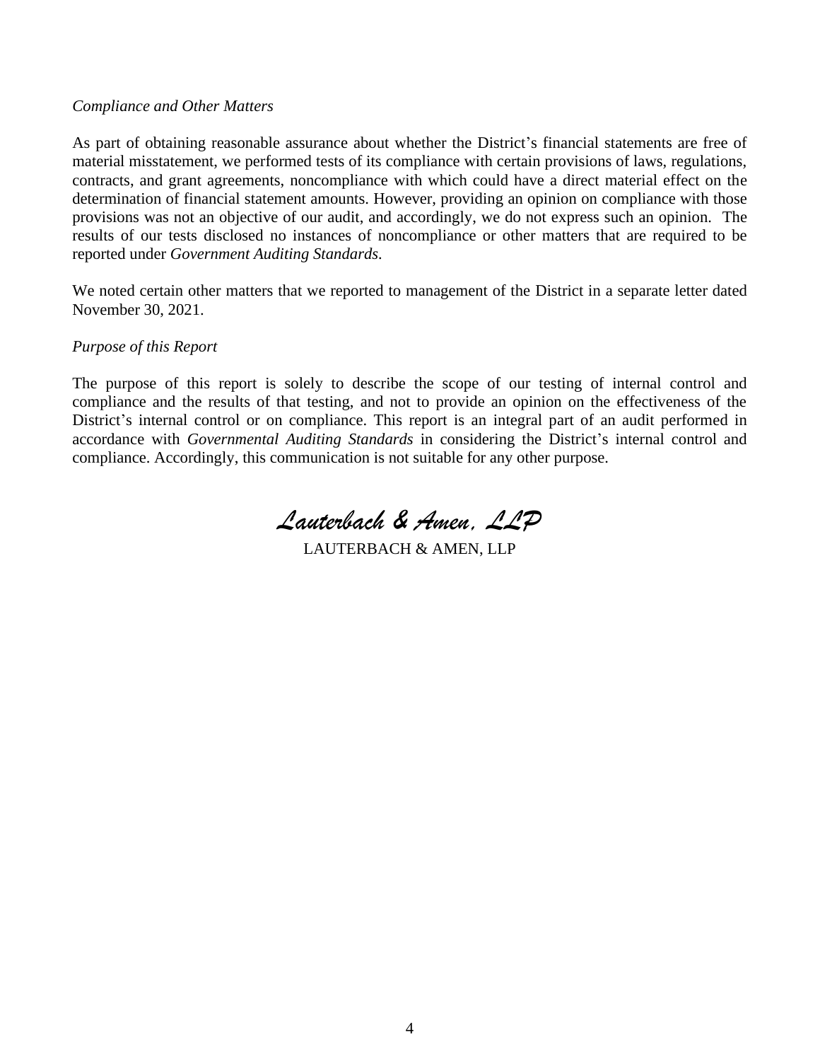*Compliance and Other Matters*

As part of obtaining reasonable assurance about whether the District's financial statements are free of material misstatement, we performed tests of its compliance with certain provisions of laws, regulations, contracts, and grant agreements, noncompliance with which could have a direct material effect on the determination of financial statement amounts. However, providing an opinion on compliance with those provisions was not an objective of our audit, and accordingly, we do not express such an opinion. The results of our tests disclosed no instances of noncompliance or other matters that are required to be reported under *Government Auditing Standards*.

We noted certain other matters that we reported to management of the District in a separate letter dated November 30, 2021.

*Purpose of this Report*

The purpose of this report is solely to describe the scope of our testing of internal control and compliance and the results of that testing, and not to provide an opinion on the effectiveness of the District's internal control or on compliance. This report is an integral part of an audit performed in accordance with *Governmental Auditing Standards* in considering the District's internal control and compliance. Accordingly, this communication is not suitable for any other purpose.

*Lauterbach & Amen, LLP*

LAUTERBACH & AMEN, LLP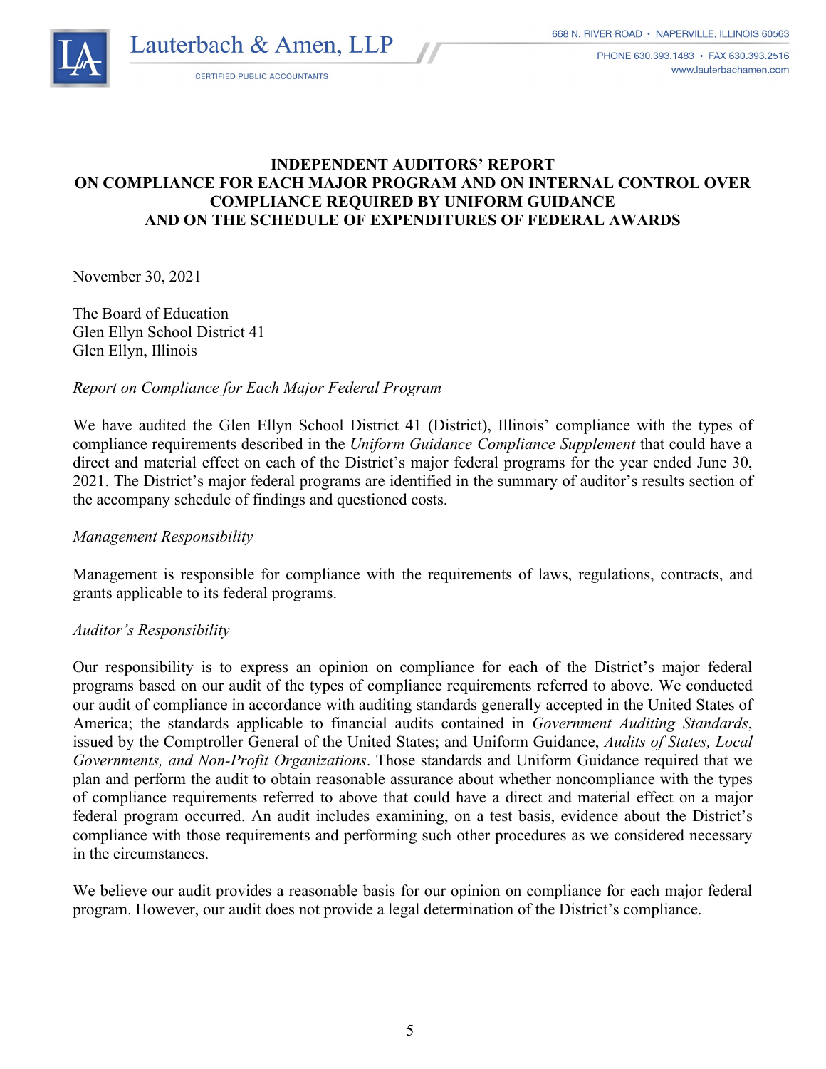Lauterbach & Amen, LLP

CERTIFIED PUBLIC ACCOUNTANTS

668 N. RIVER ROAD • NAPERVILLE, ILLINOIS 60563

PHONE 630.393.1483 • FAX 630.393.2516

www.lauterbachamen.com

**INDEPENDENT AUDITORS' REPORT**
**ON COMPLIANCE FOR EACH MAJOR PROGRAM AND ON INTERNAL CONTROL OVER COMPLIANCE REQUIRED BY UNIFORM GUIDANCE**
**AND ON THE SCHEDULE OF EXPENDITURES OF FEDERAL AWARDS**

November 30, 2021

The Board of Education
Glen Ellyn School District 41
Glen Ellyn, Illinois

*Report on Compliance for Each Major Federal Program*

We have audited the Glen Ellyn School District 41 (District), Illinois' compliance with the types of compliance requirements described in the *Uniform Guidance Compliance Supplement* that could have a direct and material effect on each of the District's major federal programs for the year ended June 30, 2021. The District's major federal programs are identified in the summary of auditor's results section of the accompany schedule of findings and questioned costs.

*Management Responsibility*

Management is responsible for compliance with the requirements of laws, regulations, contracts, and grants applicable to its federal programs.

*Auditor's Responsibility*

Our responsibility is to express an opinion on compliance for each of the District's major federal programs based on our audit of the types of compliance requirements referred to above. We conducted our audit of compliance in accordance with auditing standards generally accepted in the United States of America; the standards applicable to financial audits contained in *Government Auditing Standards*, issued by the Comptroller General of the United States; and Uniform Guidance, *Audits of States, Local Governments, and Non-Profit Organizations*. Those standards and Uniform Guidance required that we plan and perform the audit to obtain reasonable assurance about whether noncompliance with the types of compliance requirements referred to above that could have a direct and material effect on a major federal program occurred. An audit includes examining, on a test basis, evidence about the District's compliance with those requirements and performing such other procedures as we considered necessary in the circumstances.

We believe our audit provides a reasonable basis for our opinion on compliance for each major federal program. However, our audit does not provide a legal determination of the District's compliance.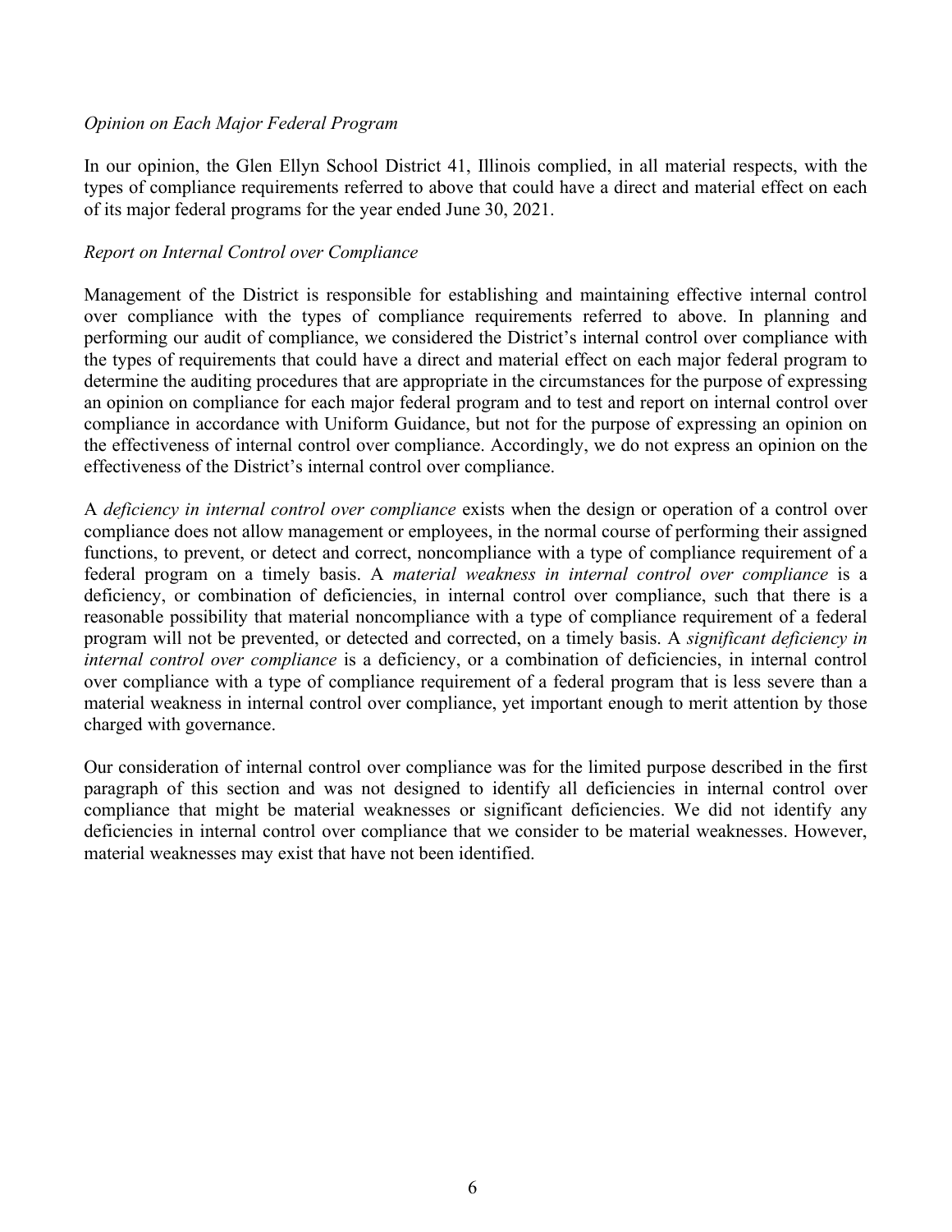*Opinion on Each Major Federal Program*

In our opinion, the Glen Ellyn School District 41, Illinois complied, in all material respects, with the types of compliance requirements referred to above that could have a direct and material effect on each of its major federal programs for the year ended June 30, 2021.

*Report on Internal Control over Compliance*

Management of the District is responsible for establishing and maintaining effective internal control over compliance with the types of compliance requirements referred to above. In planning and performing our audit of compliance, we considered the District's internal control over compliance with the types of requirements that could have a direct and material effect on each major federal program to determine the auditing procedures that are appropriate in the circumstances for the purpose of expressing an opinion on compliance for each major federal program and to test and report on internal control over compliance in accordance with Uniform Guidance, but not for the purpose of expressing an opinion on the effectiveness of internal control over compliance. Accordingly, we do not express an opinion on the effectiveness of the District's internal control over compliance.

A *deficiency in internal control over compliance* exists when the design or operation of a control over compliance does not allow management or employees, in the normal course of performing their assigned functions, to prevent, or detect and correct, noncompliance with a type of compliance requirement of a federal program on a timely basis. A *material weakness in internal control over compliance* is a deficiency, or combination of deficiencies, in internal control over compliance, such that there is a reasonable possibility that material noncompliance with a type of compliance requirement of a federal program will not be prevented, or detected and corrected, on a timely basis. A *significant deficiency in internal control over compliance* is a deficiency, or a combination of deficiencies, in internal control over compliance with a type of compliance requirement of a federal program that is less severe than a material weakness in internal control over compliance, yet important enough to merit attention by those charged with governance.

Our consideration of internal control over compliance was for the limited purpose described in the first paragraph of this section and was not designed to identify all deficiencies in internal control over compliance that might be material weaknesses or significant deficiencies. We did not identify any deficiencies in internal control over compliance that we consider to be material weaknesses. However, material weaknesses may exist that have not been identified.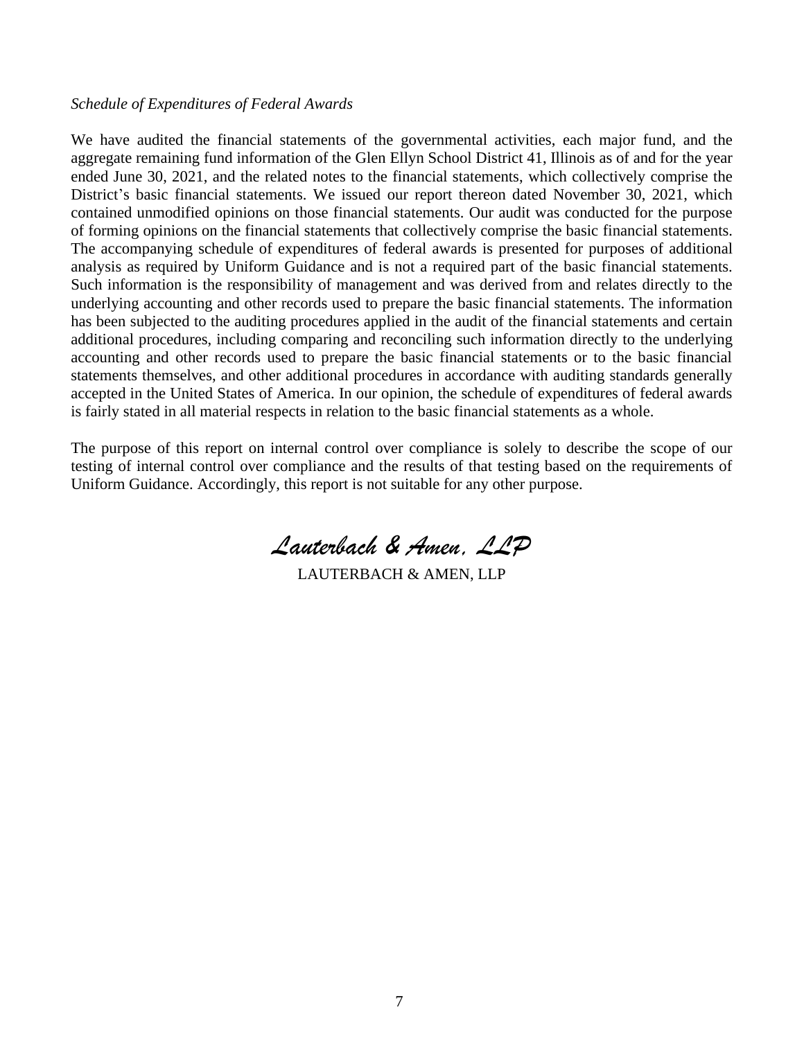*Schedule of Expenditures of Federal Awards*

We have audited the financial statements of the governmental activities, each major fund, and the aggregate remaining fund information of the Glen Ellyn School District 41, Illinois as of and for the year ended June 30, 2021, and the related notes to the financial statements, which collectively comprise the District's basic financial statements. We issued our report thereon dated November 30, 2021, which contained unmodified opinions on those financial statements. Our audit was conducted for the purpose of forming opinions on the financial statements that collectively comprise the basic financial statements. The accompanying schedule of expenditures of federal awards is presented for purposes of additional analysis as required by Uniform Guidance and is not a required part of the basic financial statements. Such information is the responsibility of management and was derived from and relates directly to the underlying accounting and other records used to prepare the basic financial statements. The information has been subjected to the auditing procedures applied in the audit of the financial statements and certain additional procedures, including comparing and reconciling such information directly to the underlying accounting and other records used to prepare the basic financial statements or to the basic financial statements themselves, and other additional procedures in accordance with auditing standards generally accepted in the United States of America. In our opinion, the schedule of expenditures of federal awards is fairly stated in all material respects in relation to the basic financial statements as a whole.

The purpose of this report on internal control over compliance is solely to describe the scope of our testing of internal control over compliance and the results of that testing based on the requirements of Uniform Guidance. Accordingly, this report is not suitable for any other purpose.

*Lauterbach & Amen, LLP*

LAUTERBACH & AMEN, LLP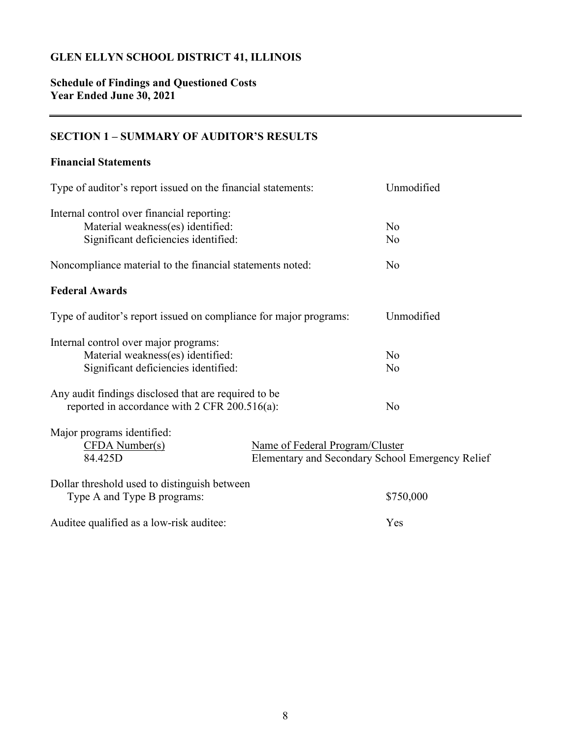# GLEN ELLYN SCHOOL DISTRICT 41, ILLINOIS

**Schedule of Findings and Questioned Costs**
**Year Ended June 30, 2021**

## SECTION 1 – SUMMARY OF AUDITOR'S RESULTS

### Financial Statements

| | |
|---|---|
| Type of auditor's report issued on the financial statements: | Unmodified |
| Internal control over financial reporting: | |
| Material weakness(es) identified: | No |
| Significant deficiencies identified: | No |
| Noncompliance material to the financial statements noted: | No |

### Federal Awards

| | |
|---|---|
| Type of auditor's report issued on compliance for major programs: | Unmodified |
| Internal control over major programs: | |
| Material weakness(es) identified: | No |
| Significant deficiencies identified: | No |
| Any audit findings disclosed that are required to be reported in accordance with 2 CFR 200.516(a): | No |

Major programs identified:

| CFDA Number(s) | Name of Federal Program/Cluster |
|---|---|
| 84.425D | Elementary and Secondary School Emergency Relief |

| | |
|---|---|
| Dollar threshold used to distinguish between Type A and Type B programs: | \$750,000 |
| Auditee qualified as a low-risk auditee: | Yes |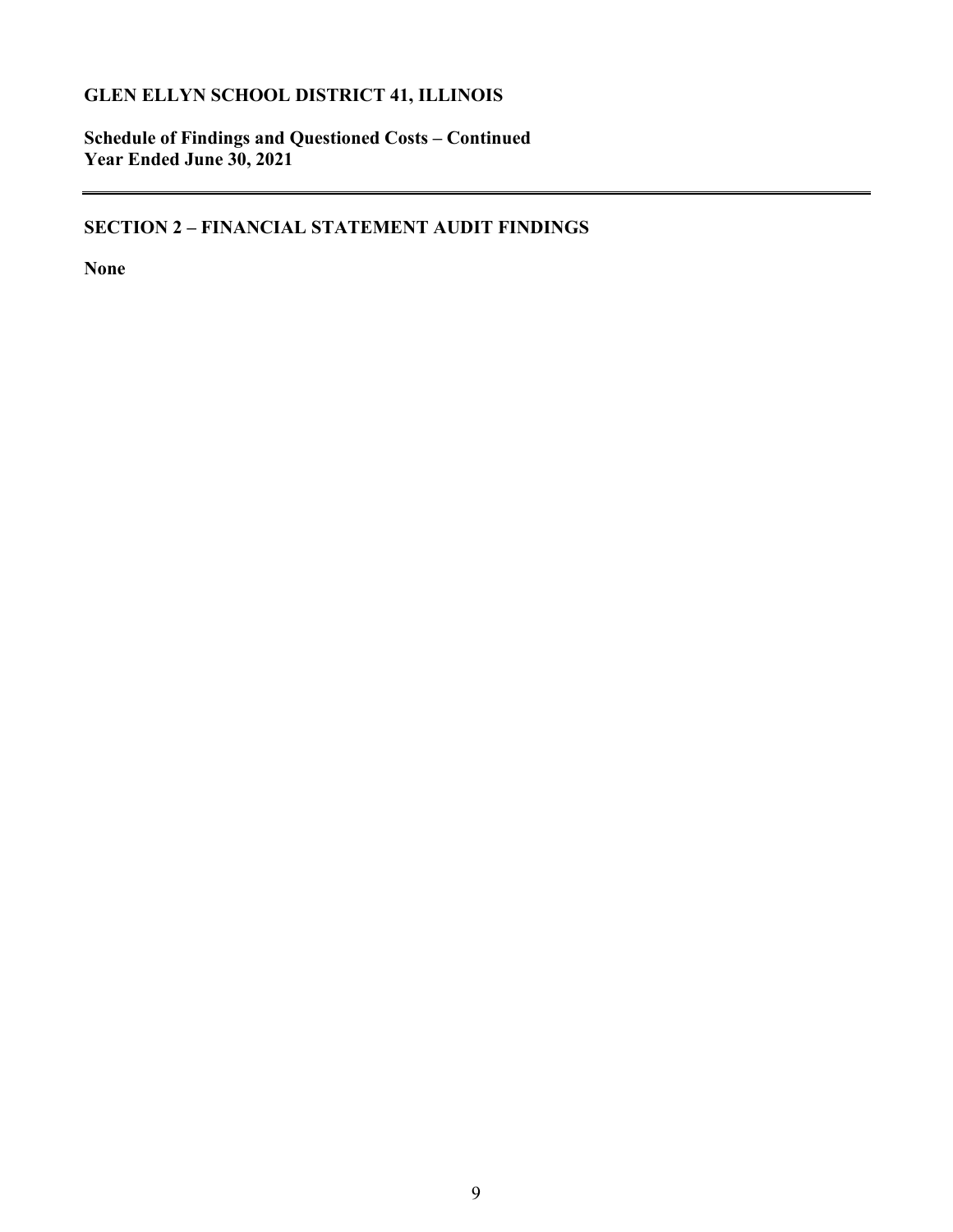# GLEN ELLYN SCHOOL DISTRICT 41, ILLINOIS

**Schedule of Findings and Questioned Costs – Continued**
**Year Ended June 30, 2021**

---

## SECTION 2 – FINANCIAL STATEMENT AUDIT FINDINGS

**None**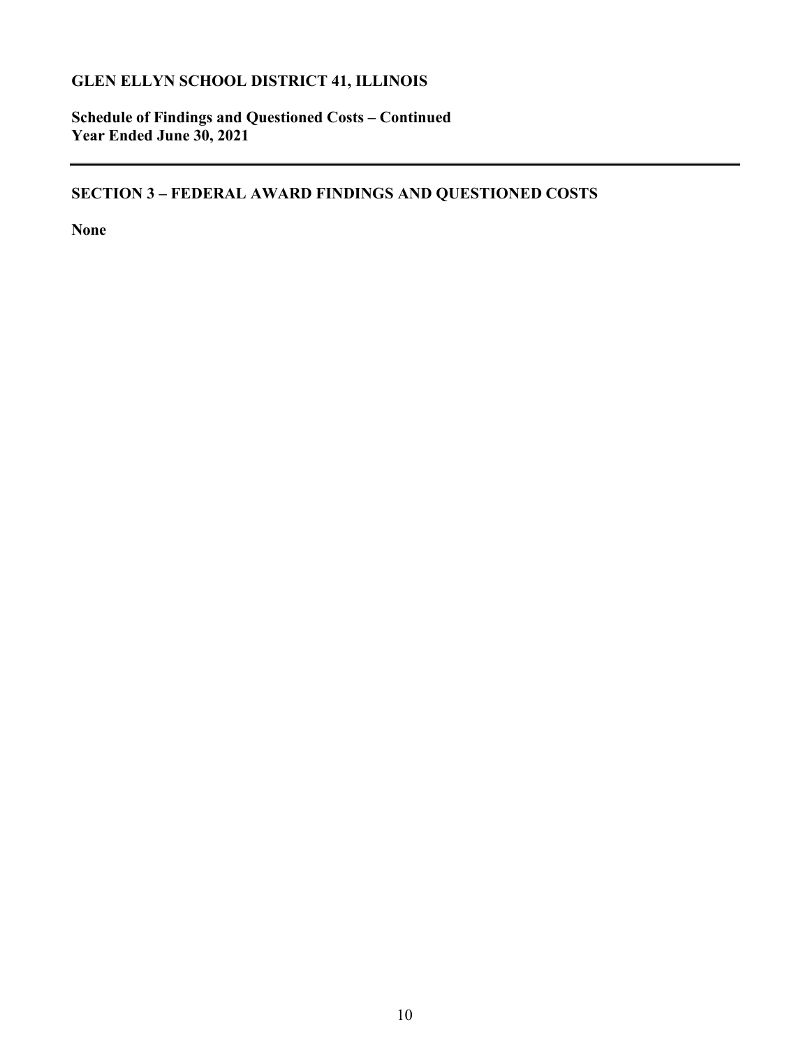# GLEN ELLYN SCHOOL DISTRICT 41, ILLINOIS

**Schedule of Findings and Questioned Costs – Continued**
**Year Ended June 30, 2021**

---

## SECTION 3 – FEDERAL AWARD FINDINGS AND QUESTIONED COSTS

**None**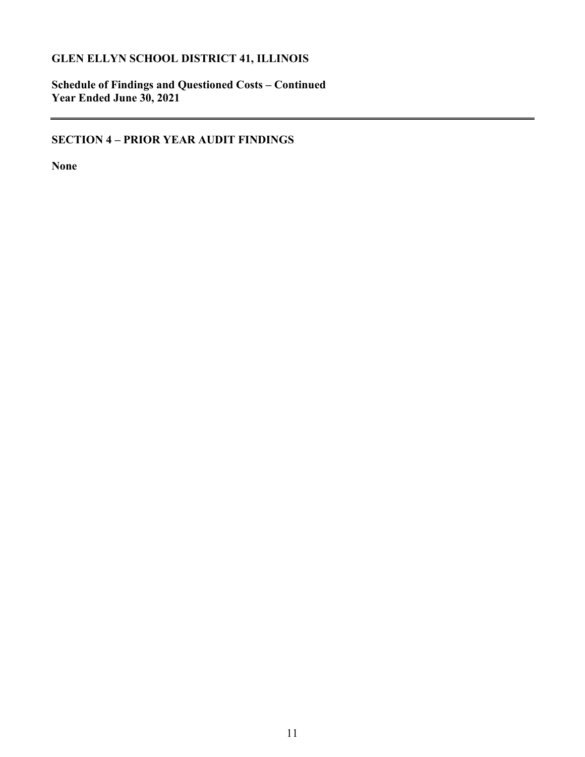# GLEN ELLYN SCHOOL DISTRICT 41, ILLINOIS

**Schedule of Findings and Questioned Costs – Continued**
**Year Ended June 30, 2021**

## SECTION 4 – PRIOR YEAR AUDIT FINDINGS

**None**